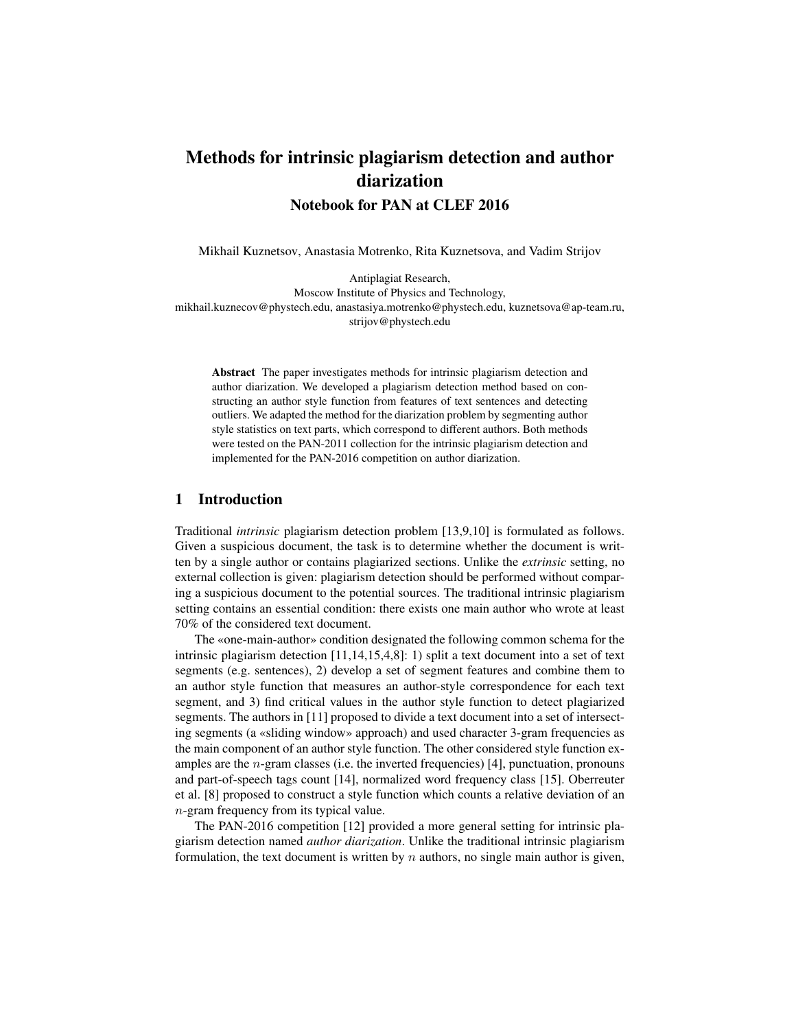# Methods for intrinsic plagiarism detection and author diarization

## Notebook for PAN at CLEF 2016

Mikhail Kuznetsov, Anastasia Motrenko, Rita Kuznetsova, and Vadim Strijov

Antiplagiat Research,
Moscow Institute of Physics and Technology,
mikhail.kuznecov@phystech.edu, anastasiya.motrenko@phystech.edu, kuznetsova@ap-team.ru,
strijov@phystech.edu

**Abstract** The paper investigates methods for intrinsic plagiarism detection and author diarization. We developed a plagiarism detection method based on constructing an author style function from features of text sentences and detecting outliers. We adapted the method for the diarization problem by segmenting author style statistics on text parts, which correspond to different authors. Both methods were tested on the PAN-2011 collection for the intrinsic plagiarism detection and implemented for the PAN-2016 competition on author diarization.

## 1 Introduction

Traditional *intrinsic* plagiarism detection problem [13,9,10] is formulated as follows. Given a suspicious document, the task is to determine whether the document is written by a single author or contains plagiarized sections. Unlike the *extrinsic* setting, no external collection is given: plagiarism detection should be performed without comparing a suspicious document to the potential sources. The traditional intrinsic plagiarism setting contains an essential condition: there exists one main author who wrote at least 70% of the considered text document.

The «one-main-author» condition designated the following common schema for the intrinsic plagiarism detection [11,14,15,4,8]: 1) split a text document into a set of text segments (e.g. sentences), 2) develop a set of segment features and combine them to an author style function that measures an author-style correspondence for each text segment, and 3) find critical values in the author style function to detect plagiarized segments. The authors in [11] proposed to divide a text document into a set of intersecting segments (a «sliding window» approach) and used character 3-gram frequencies as the main component of an author style function. The other considered style function examples are the $n$-gram classes (i.e. the inverted frequencies) [4], punctuation, pronouns and part-of-speech tags count [14], normalized word frequency class [15]. Oberreuter et al. [8] proposed to construct a style function which counts a relative deviation of an $n$-gram frequency from its typical value.

The PAN-2016 competition [12] provided a more general setting for intrinsic plagiarism detection named *author diarization*. Unlike the traditional intrinsic plagiarism formulation, the text document is written by $n$ authors, no single main author is given,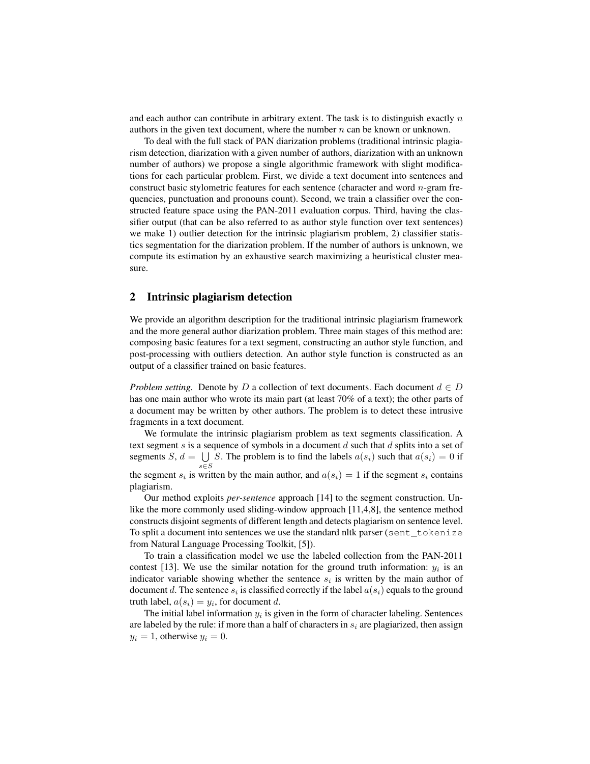and each author can contribute in arbitrary extent. The task is to distinguish exactly $n$ authors in the given text document, where the number $n$ can be known or unknown.

To deal with the full stack of PAN diarization problems (traditional intrinsic plagiarism detection, diarization with a given number of authors, diarization with an unknown number of authors) we propose a single algorithmic framework with slight modifications for each particular problem. First, we divide a text document into sentences and construct basic stylometric features for each sentence (character and word $n$-gram frequencies, punctuation and pronouns count). Second, we train a classifier over the constructed feature space using the PAN-2011 evaluation corpus. Third, having the classifier output (that can be also referred to as author style function over text sentences) we make 1) outlier detection for the intrinsic plagiarism problem, 2) classifier statistics segmentation for the diarization problem. If the number of authors is unknown, we compute its estimation by an exhaustive search maximizing a heuristical cluster measure.

## 2 Intrinsic plagiarism detection

We provide an algorithm description for the traditional intrinsic plagiarism framework and the more general author diarization problem. Three main stages of this method are: composing basic features for a text segment, constructing an author style function, and post-processing with outliers detection. An author style function is constructed as an output of a classifier trained on basic features.

*Problem setting.* Denote by $D$ a collection of text documents. Each document $d \in D$ has one main author who wrote its main part (at least 70% of a text); the other parts of a document may be written by other authors. The problem is to detect these intrusive fragments in a text document.

We formulate the intrinsic plagiarism problem as text segments classification. A text segment $s$ is a sequence of symbols in a document $d$ such that $d$ splits into a set of segments $S$, $d = \bigcup\limits_{s \in S} S$. The problem is to find the labels $a(s_i)$ such that $a(s_i) = 0$ if the segment $s_i$ is written by the main author, and $a(s_i) = 1$ if the segment $s_i$ contains plagiarism.

Our method exploits *per-sentence* approach [14] to the segment construction. Unlike the more commonly used sliding-window approach [11,4,8], the sentence method constructs disjoint segments of different length and detects plagiarism on sentence level. To split a document into sentences we use the standard nltk parser (`sent_tokenize` from Natural Language Processing Toolkit, [5]).

To train a classification model we use the labeled collection from the PAN-2011 contest [13]. We use the similar notation for the ground truth information: $y_i$ is an indicator variable showing whether the sentence $s_i$ is written by the main author of document $d$. The sentence $s_i$ is classified correctly if the label $a(s_i)$ equals to the ground truth label, $a(s_i) = y_i$, for document $d$.

The initial label information $y_i$ is given in the form of character labeling. Sentences are labeled by the rule: if more than a half of characters in $s_i$ are plagiarized, then assign $y_i = 1$, otherwise $y_i = 0$.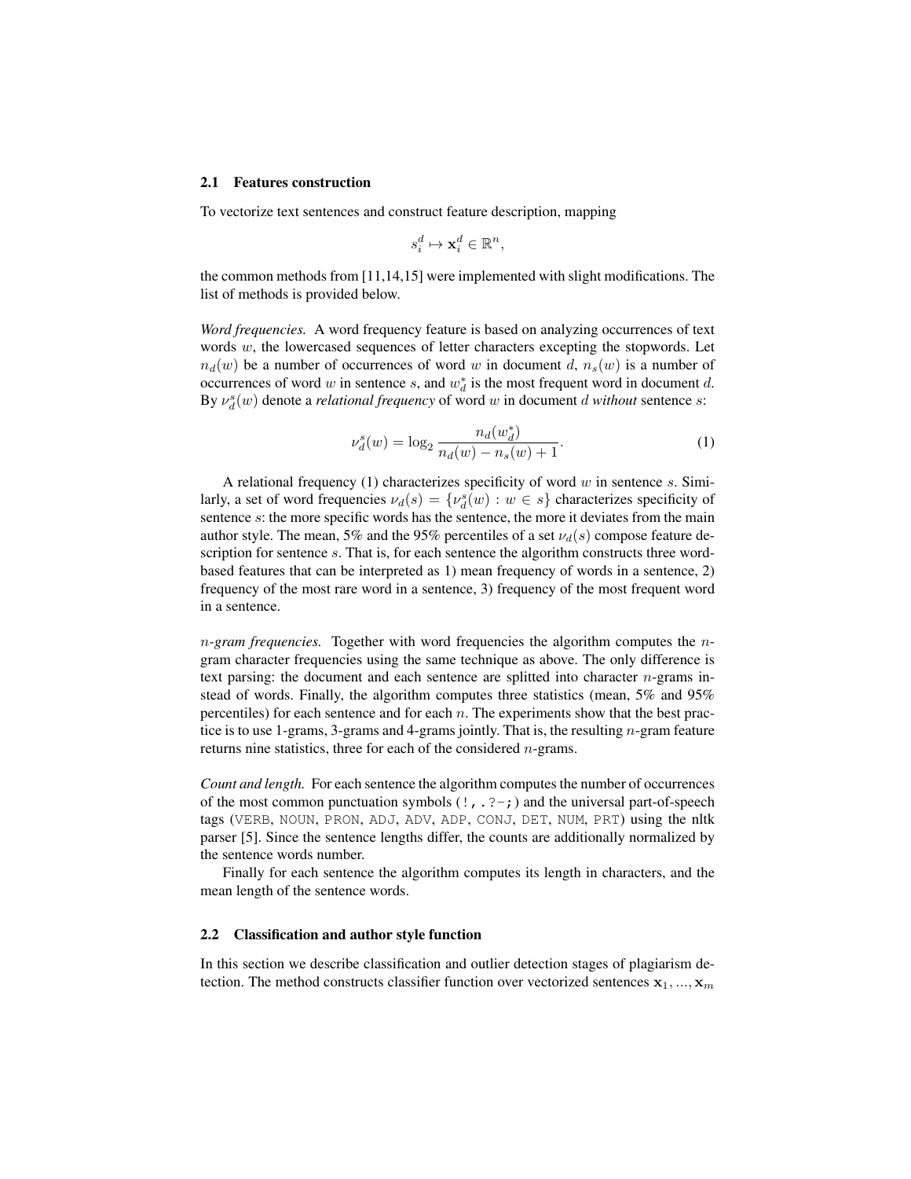### 2.1 Features construction

To vectorize text sentences and construct feature description, mapping

$$s_i^d \mapsto \mathbf{x}_i^d \in \mathbb{R}^n,$$

the common methods from [11,14,15] were implemented with slight modifications. The list of methods is provided below.

*Word frequencies.* A word frequency feature is based on analyzing occurrences of text words $w$, the lowercased sequences of letter characters excepting the stopwords. Let $n_d(w)$ be a number of occurrences of word $w$ in document $d$, $n_s(w)$ is a number of occurrences of word $w$ in sentence $s$, and $w_d^*$ is the most frequent word in document $d$. By $\nu_d^s(w)$ denote a *relational frequency* of word $w$ in document $d$ *without* sentence $s$:

$$\nu_d^s(w) = \log_2 \frac{n_d(w_d^*)}{n_d(w) - n_s(w) + 1}. \tag{1}$$

A relational frequency (1) characterizes specificity of word $w$ in sentence $s$. Similarly, a set of word frequencies $\nu_d(s) = \{\nu_d^s(w) : w \in s\}$ characterizes specificity of sentence $s$: the more specific words has the sentence, the more it deviates from the main author style. The mean, 5% and the 95% percentiles of a set $\nu_d(s)$ compose feature description for sentence $s$. That is, for each sentence the algorithm constructs three word-based features that can be interpreted as 1) mean frequency of words in a sentence, 2) frequency of the most rare word in a sentence, 3) frequency of the most frequent word in a sentence.

*$n$-gram frequencies.* Together with word frequencies the algorithm computes the $n$-gram character frequencies using the same technique as above. The only difference is text parsing: the document and each sentence are splitted into character $n$-grams instead of words. Finally, the algorithm computes three statistics (mean, 5% and 95% percentiles) for each sentence and for each $n$. The experiments show that the best practice is to use 1-grams, 3-grams and 4-grams jointly. That is, the resulting $n$-gram feature returns nine statistics, three for each of the considered $n$-grams.

*Count and length.* For each sentence the algorithm computes the number of occurrences of the most common punctuation symbols (`!,.?-;`) and the universal part-of-speech tags (`VERB`, `NOUN`, `PRON`, `ADJ`, `ADV`, `ADP`, `CONJ`, `DET`, `NUM`, `PRT`) using the nltk parser [5]. Since the sentence lengths differ, the counts are additionally normalized by the sentence words number.

Finally for each sentence the algorithm computes its length in characters, and the mean length of the sentence words.

### 2.2 Classification and author style function

In this section we describe classification and outlier detection stages of plagiarism detection. The method constructs classifier function over vectorized sentences $\mathbf{x}_1, ..., \mathbf{x}_m$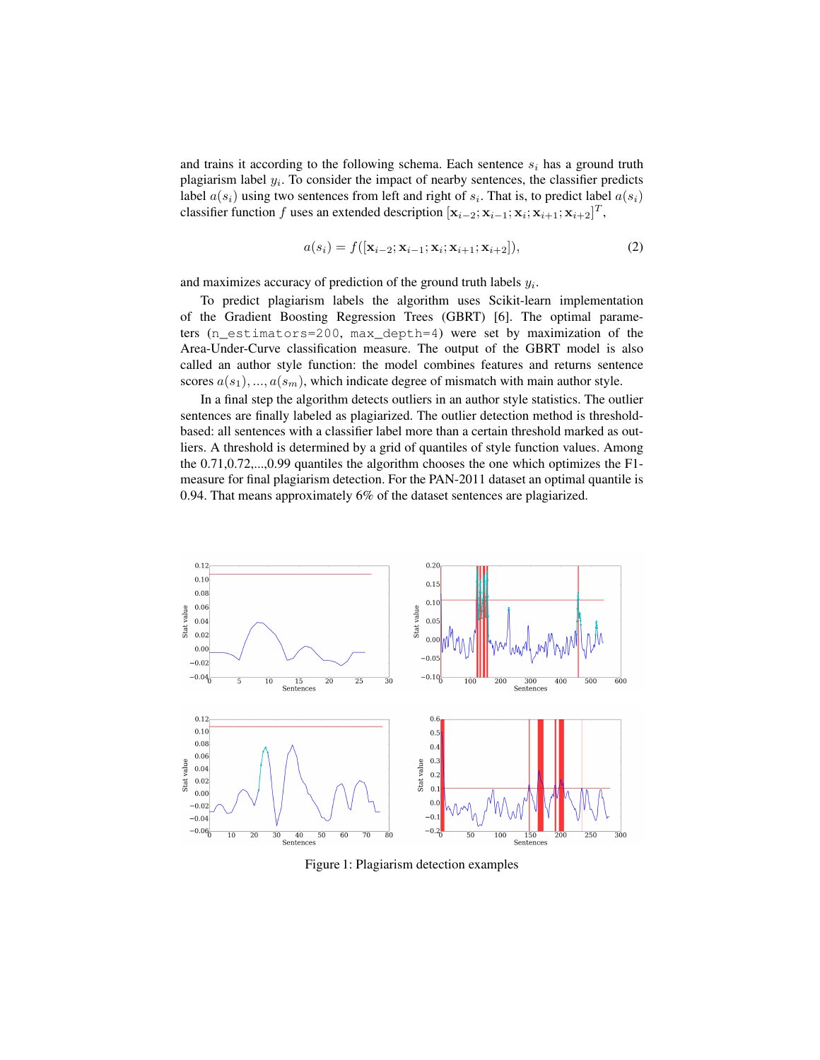and trains it according to the following schema. Each sentence $s_i$ has a ground truth plagiarism label $y_i$. To consider the impact of nearby sentences, the classifier predicts label $a(s_i)$ using two sentences from left and right of $s_i$. That is, to predict label $a(s_i)$ classifier function $f$ uses an extended description $[\mathbf{x}_{i-2}; \mathbf{x}_{i-1}; \mathbf{x}_i; \mathbf{x}_{i+1}; \mathbf{x}_{i+2}]^T$,

$$a(s_i) = f([\mathbf{x}_{i-2}; \mathbf{x}_{i-1}; \mathbf{x}_i; \mathbf{x}_{i+1}; \mathbf{x}_{i+2}]), \tag{2}$$

and maximizes accuracy of prediction of the ground truth labels $y_i$.

To predict plagiarism labels the algorithm uses Scikit-learn implementation of the Gradient Boosting Regression Trees (GBRT) [6]. The optimal parameters (`n_estimators=200`, `max_depth=4`) were set by maximization of the Area-Under-Curve classification measure. The output of the GBRT model is also called an author style function: the model combines features and returns sentence scores $a(s_1), ..., a(s_m)$, which indicate degree of mismatch with main author style.

In a final step the algorithm detects outliers in an author style statistics. The outlier sentences are finally labeled as plagiarized. The outlier detection method is threshold-based: all sentences with a classifier label more than a certain threshold marked as outliers. A threshold is determined by a grid of quantiles of style function values. Among the 0.71,0.72,...,0.99 quantiles the algorithm chooses the one which optimizes the F1-measure for final plagiarism detection. For the PAN-2011 dataset an optimal quantile is 0.94. That means approximately 6% of the dataset sentences are plagiarized.

Figure 1: Plagiarism detection examples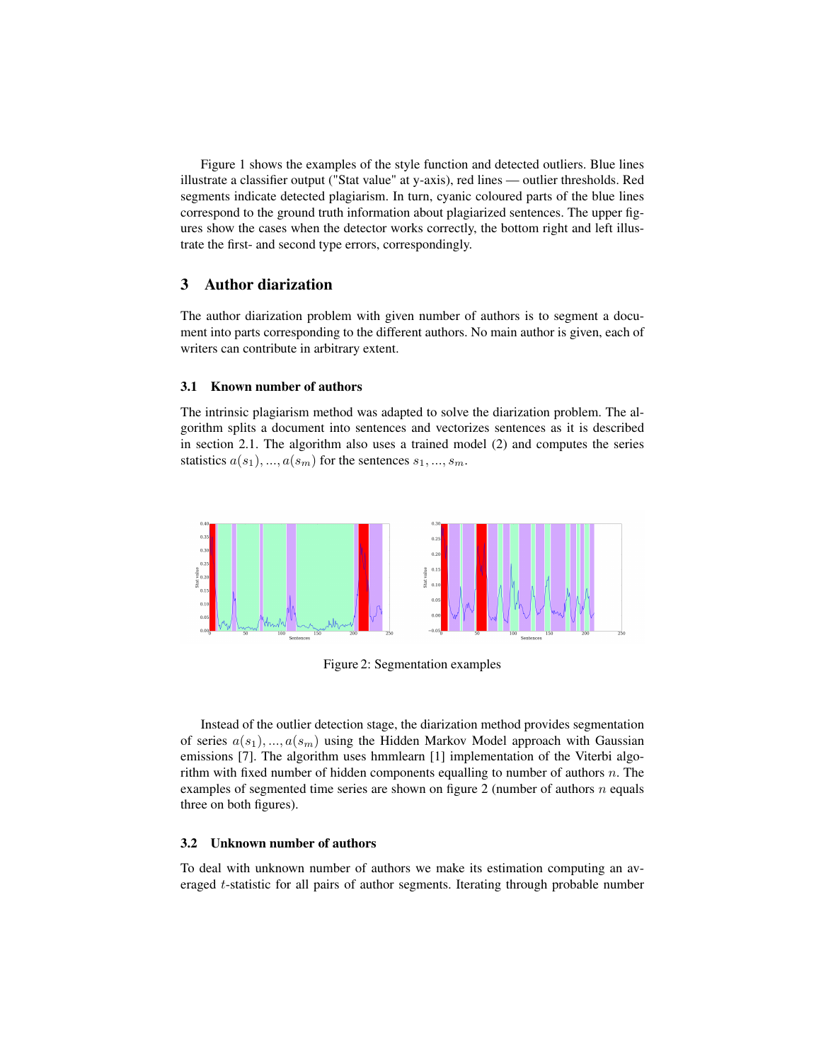Figure 1 shows the examples of the style function and detected outliers. Blue lines illustrate a classifier output ("Stat value" at y-axis), red lines — outlier thresholds. Red segments indicate detected plagiarism. In turn, cyanic coloured parts of the blue lines correspond to the ground truth information about plagiarized sentences. The upper figures show the cases when the detector works correctly, the bottom right and left illustrate the first- and second type errors, correspondingly.

## 3 Author diarization

The author diarization problem with given number of authors is to segment a document into parts corresponding to the different authors. No main author is given, each of writers can contribute in arbitrary extent.

### 3.1 Known number of authors

The intrinsic plagiarism method was adapted to solve the diarization problem. The algorithm splits a document into sentences and vectorizes sentences as it is described in section 2.1. The algorithm also uses a trained model (2) and computes the series statistics $a(s_1), ..., a(s_m)$ for the sentences $s_1, ..., s_m$.

Figure 2: Segmentation examples

Instead of the outlier detection stage, the diarization method provides segmentation of series $a(s_1), ..., a(s_m)$ using the Hidden Markov Model approach with Gaussian emissions [7]. The algorithm uses hmmlearn [1] implementation of the Viterbi algorithm with fixed number of hidden components equalling to number of authors $n$. The examples of segmented time series are shown on figure 2 (number of authors $n$ equals three on both figures).

### 3.2 Unknown number of authors

To deal with unknown number of authors we make its estimation computing an averaged $t$-statistic for all pairs of author segments. Iterating through probable number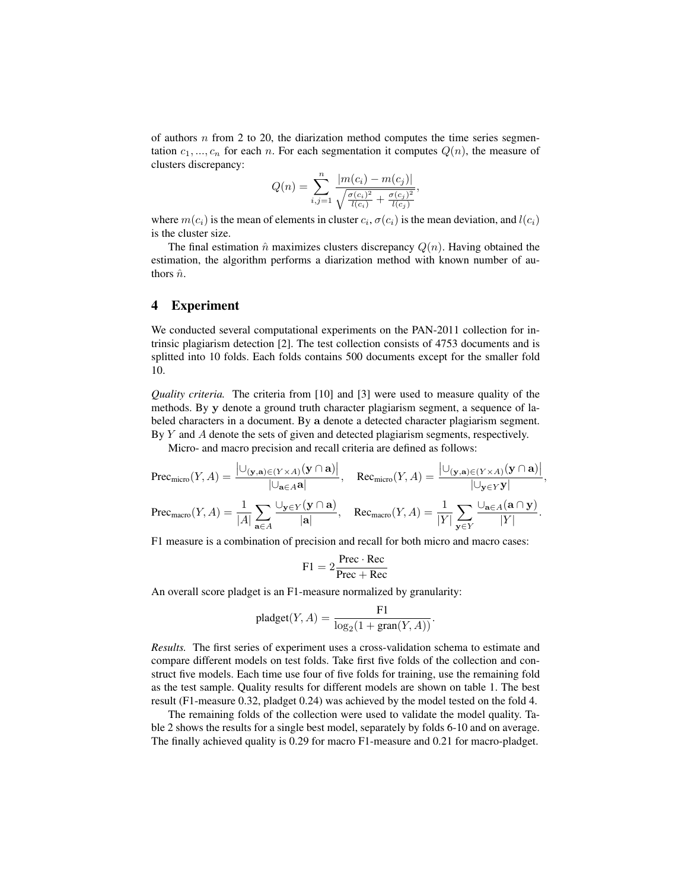of authors $n$ from 2 to 20, the diarization method computes the time series segmentation $c_1, ..., c_n$ for each $n$. For each segmentation it computes $Q(n)$, the measure of clusters discrepancy:

$$Q(n) = \sum_{i,j=1}^{n} \frac{|m(c_i) - m(c_j)|}{\sqrt{\frac{\sigma(c_i)^2}{l(c_i)} + \frac{\sigma(c_j)^2}{l(c_j)}}},$$

where $m(c_i)$ is the mean of elements in cluster $c_i$, $\sigma(c_i)$ is the mean deviation, and $l(c_i)$ is the cluster size.

The final estimation $\hat{n}$ maximizes clusters discrepancy $Q(n)$. Having obtained the estimation, the algorithm performs a diarization method with known number of authors $\hat{n}$.

## 4 Experiment

We conducted several computational experiments on the PAN-2011 collection for intrinsic plagiarism detection [2]. The test collection consists of 4753 documents and is splitted into 10 folds. Each folds contains 500 documents except for the smaller fold 10.

*Quality criteria.* The criteria from [10] and [3] were used to measure quality of the methods. By $\mathbf{y}$ denote a ground truth character plagiarism segment, a sequence of labeled characters in a document. By $\mathbf{a}$ denote a detected character plagiarism segment. By $Y$ and $A$ denote the sets of given and detected plagiarism segments, respectively.

Micro- and macro precision and recall criteria are defined as follows:

$$\text{Prec}_{\text{micro}}(Y, A) = \frac{\left|\cup_{(\mathbf{y},\mathbf{a})\in(Y\times A)}(\mathbf{y}\cap\mathbf{a})\right|}{|\cup_{\mathbf{a}\in A}\mathbf{a}|}, \quad \text{Rec}_{\text{micro}}(Y, A) = \frac{\left|\cup_{(\mathbf{y},\mathbf{a})\in(Y\times A)}(\mathbf{y}\cap\mathbf{a})\right|}{|\cup_{\mathbf{y}\in Y}\mathbf{y}|},$$

$$\text{Prec}_{\text{macro}}(Y, A) = \frac{1}{|A|}\sum_{\mathbf{a}\in A}\frac{\cup_{\mathbf{y}\in Y}(\mathbf{y}\cap\mathbf{a})}{|\mathbf{a}|}, \quad \text{Rec}_{\text{macro}}(Y, A) = \frac{1}{|Y|}\sum_{\mathbf{y}\in Y}\frac{\cup_{\mathbf{a}\in A}(\mathbf{a}\cap\mathbf{y})}{|Y|}.$$

F1 measure is a combination of precision and recall for both micro and macro cases:

$$\text{F1} = 2\frac{\text{Prec}\cdot\text{Rec}}{\text{Prec} + \text{Rec}}$$

An overall score pladget is an F1-measure normalized by granularity:

$$\text{pladget}(Y, A) = \frac{\text{F1}}{\log_2(1 + \text{gran}(Y, A))}.$$

*Results.* The first series of experiment uses a cross-validation schema to estimate and compare different models on test folds. Take first five folds of the collection and construct five models. Each time use four of five folds for training, use the remaining fold as the test sample. Quality results for different models are shown on table 1. The best result (F1-measure 0.32, pladget 0.24) was achieved by the model tested on the fold 4.

The remaining folds of the collection were used to validate the model quality. Table 2 shows the results for a single best model, separately by folds 6-10 and on average. The finally achieved quality is 0.29 for macro F1-measure and 0.21 for macro-pladget.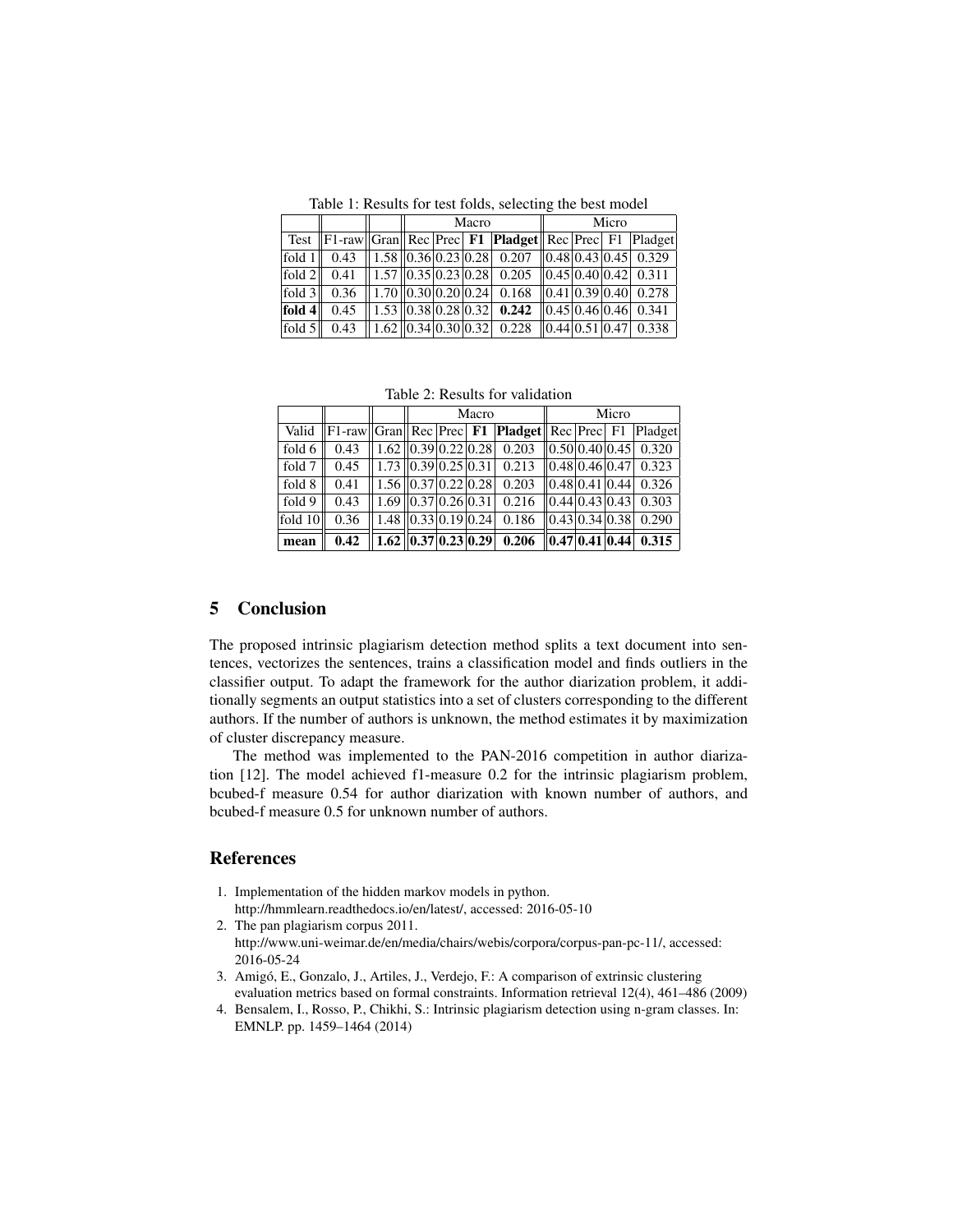Table 1: Results for test folds, selecting the best model

| | | | Macro | | | | Micro | | | |
|---|---|---|---|---|---|---|---|---|---|---|
| Test | F1-raw | Gran | Rec | Prec | **F1** | **Pladget** | Rec | Prec | F1 | Pladget |
| fold 1 | 0.43 | 1.58 | 0.36 | 0.23 | 0.28 | 0.207 | 0.48 | 0.43 | 0.45 | 0.329 |
| fold 2 | 0.41 | 1.57 | 0.35 | 0.23 | 0.28 | 0.205 | 0.45 | 0.40 | 0.42 | 0.311 |
| fold 3 | 0.36 | 1.70 | 0.30 | 0.20 | 0.24 | 0.168 | 0.41 | 0.39 | 0.40 | 0.278 |
| **fold 4** | 0.45 | 1.53 | 0.38 | 0.28 | 0.32 | **0.242** | 0.45 | 0.46 | 0.46 | 0.341 |
| fold 5 | 0.43 | 1.62 | 0.34 | 0.30 | 0.32 | 0.228 | 0.44 | 0.51 | 0.47 | 0.338 |

Table 2: Results for validation

| | | | Macro | | | | Micro | | | |
|---|---|---|---|---|---|---|---|---|---|---|
| Valid | F1-raw | Gran | Rec | Prec | **F1** | **Pladget** | Rec | Prec | F1 | Pladget |
| fold 6 | 0.43 | 1.62 | 0.39 | 0.22 | 0.28 | 0.203 | 0.50 | 0.40 | 0.45 | 0.320 |
| fold 7 | 0.45 | 1.73 | 0.39 | 0.25 | 0.31 | 0.213 | 0.48 | 0.46 | 0.47 | 0.323 |
| fold 8 | 0.41 | 1.56 | 0.37 | 0.22 | 0.28 | 0.203 | 0.48 | 0.41 | 0.44 | 0.326 |
| fold 9 | 0.43 | 1.69 | 0.37 | 0.26 | 0.31 | 0.216 | 0.44 | 0.43 | 0.43 | 0.303 |
| fold 10 | 0.36 | 1.48 | 0.33 | 0.19 | 0.24 | 0.186 | 0.43 | 0.34 | 0.38 | 0.290 |
| **mean** | **0.42** | **1.62** | **0.37** | **0.23** | **0.29** | **0.206** | **0.47** | **0.41** | **0.44** | **0.315** |

## 5 Conclusion

The proposed intrinsic plagiarism detection method splits a text document into sentences, vectorizes the sentences, trains a classification model and finds outliers in the classifier output. To adapt the framework for the author diarization problem, it additionally segments an output statistics into a set of clusters corresponding to the different authors. If the number of authors is unknown, the method estimates it by maximization of cluster discrepancy measure.

The method was implemented to the PAN-2016 competition in author diarization [12]. The model achieved f1-measure 0.2 for the intrinsic plagiarism problem, bcubed-f measure 0.54 for author diarization with known number of authors, and bcubed-f measure 0.5 for unknown number of authors.

## References

1. Implementation of the hidden markov models in python. http://hmmlearn.readthedocs.io/en/latest/, accessed: 2016-05-10
2. The pan plagiarism corpus 2011. http://www.uni-weimar.de/en/media/chairs/webis/corpora/corpus-pan-pc-11/, accessed: 2016-05-24
3. Amigó, E., Gonzalo, J., Artiles, J., Verdejo, F.: A comparison of extrinsic clustering evaluation metrics based on formal constraints. Information retrieval 12(4), 461–486 (2009)
4. Bensalem, I., Rosso, P., Chikhi, S.: Intrinsic plagiarism detection using n-gram classes. In: EMNLP. pp. 1459–1464 (2014)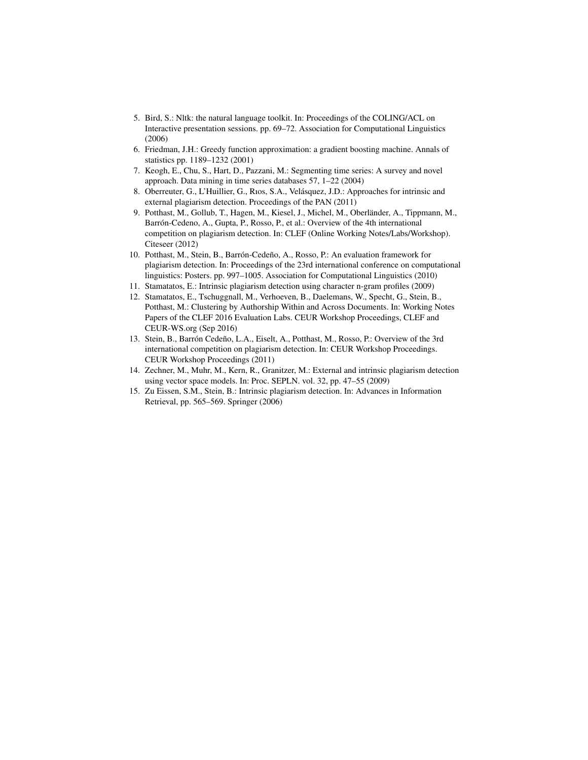5. Bird, S.: Nltk: the natural language toolkit. In: Proceedings of the COLING/ACL on Interactive presentation sessions. pp. 69–72. Association for Computational Linguistics (2006)
6. Friedman, J.H.: Greedy function approximation: a gradient boosting machine. Annals of statistics pp. 1189–1232 (2001)
7. Keogh, E., Chu, S., Hart, D., Pazzani, M.: Segmenting time series: A survey and novel approach. Data mining in time series databases 57, 1–22 (2004)
8. Oberreuter, G., L'Huillier, G., Rıos, S.A., Velásquez, J.D.: Approaches for intrinsic and external plagiarism detection. Proceedings of the PAN (2011)
9. Potthast, M., Gollub, T., Hagen, M., Kiesel, J., Michel, M., Oberländer, A., Tippmann, M., Barrón-Cedeno, A., Gupta, P., Rosso, P., et al.: Overview of the 4th international competition on plagiarism detection. In: CLEF (Online Working Notes/Labs/Workshop). Citeseer (2012)
10. Potthast, M., Stein, B., Barrón-Cedeño, A., Rosso, P.: An evaluation framework for plagiarism detection. In: Proceedings of the 23rd international conference on computational linguistics: Posters. pp. 997–1005. Association for Computational Linguistics (2010)
11. Stamatatos, E.: Intrinsic plagiarism detection using character n-gram profiles (2009)
12. Stamatatos, E., Tschuggnall, M., Verhoeven, B., Daelemans, W., Specht, G., Stein, B., Potthast, M.: Clustering by Authorship Within and Across Documents. In: Working Notes Papers of the CLEF 2016 Evaluation Labs. CEUR Workshop Proceedings, CLEF and CEUR-WS.org (Sep 2016)
13. Stein, B., Barrón Cedeño, L.A., Eiselt, A., Potthast, M., Rosso, P.: Overview of the 3rd international competition on plagiarism detection. In: CEUR Workshop Proceedings. CEUR Workshop Proceedings (2011)
14. Zechner, M., Muhr, M., Kern, R., Granitzer, M.: External and intrinsic plagiarism detection using vector space models. In: Proc. SEPLN. vol. 32, pp. 47–55 (2009)
15. Zu Eissen, S.M., Stein, B.: Intrinsic plagiarism detection. In: Advances in Information Retrieval, pp. 565–569. Springer (2006)